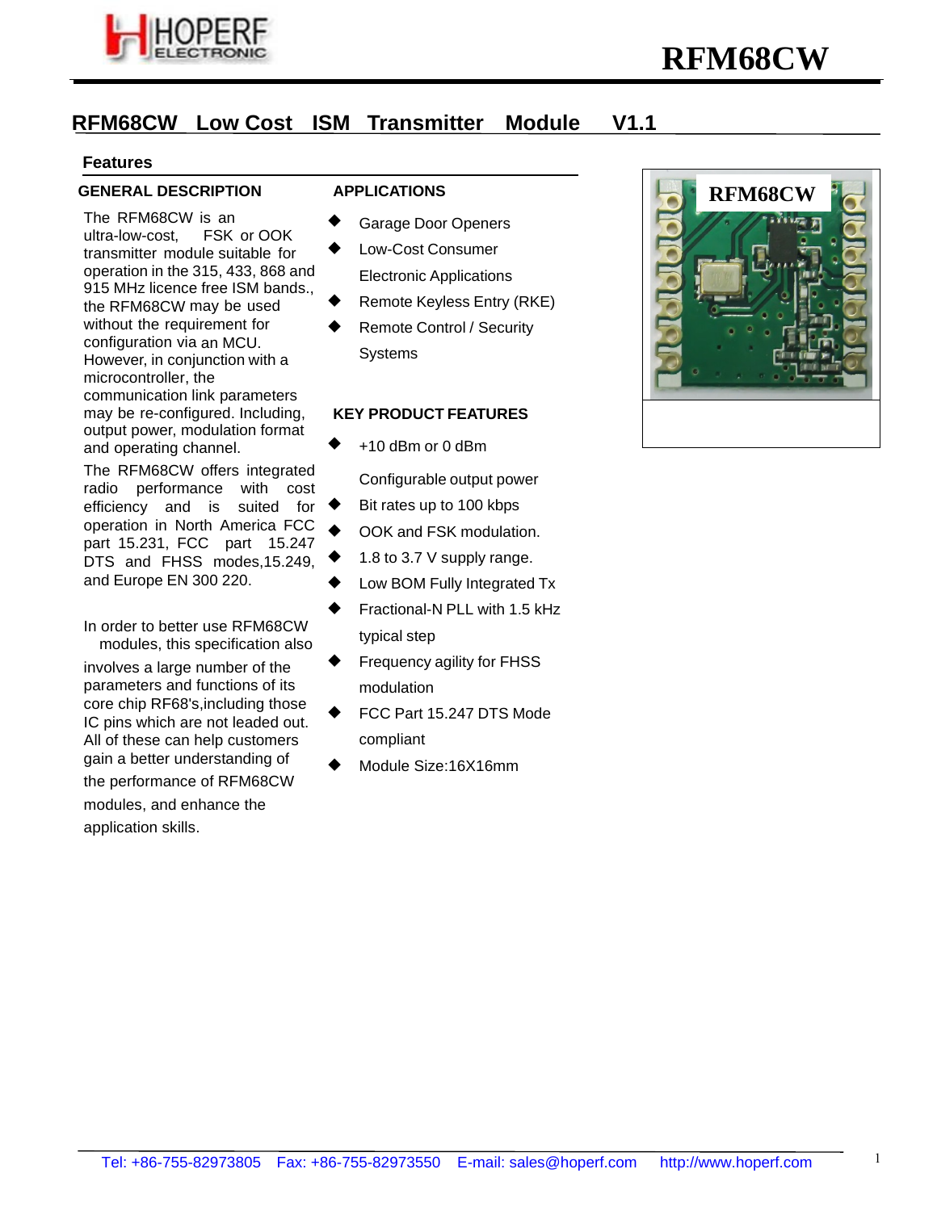# RFM68CW Low Cost ISM Transmitter Module V1.1

## Features

### GENERAL DESCRIPTION

The RFM68CW is an ultra-low-cost, FSK or OOK transmitter module suitable for operation in the 315, 433, 868 and 915 MHz licence free ISM bands., the RFM68CW may be used without the requirement for configuration via an MCU. However, in conjunction with a microcontroller, the communication link parameters may be re-configured. Including, output power, modulation format and operating channel.

The RFM68CW offers integrated radio performance with cost efficiency and is suited for operation in North America FCC part 15.231, FCC part 15.247 DTS and FHSS modes,15.249, and Europe EN 300 220.

In order to better use RFM68CW modules, this specification also involves a large number of the parameters and functions of its core chip RF68's,including those IC pins which are not leaded out. All of these can help customers gain a better understanding of the performance of RFM68CW modules, and enhance the application skills.

### APPLICATIONS

- Garage Door Openers
- Low-Cost Consumer Electronic Applications
- Remote Keyless Entry (RKE)
- Remote Control / Security Systems

### KEY PRODUCT FEATURES

- +10 dBm or 0 dBm Configurable output power
- Bit rates up to 100 kbps
- OOK and FSK modulation.
- 1.8 to 3.7 V supply range.
- Low BOM Fully Integrated Tx
- Fractional-N PLL with 1.5 kHz typical step
- Frequency agility for FHSS modulation
- FCC Part 15.247 DTS Mode compliant
- Module Size:16X16mm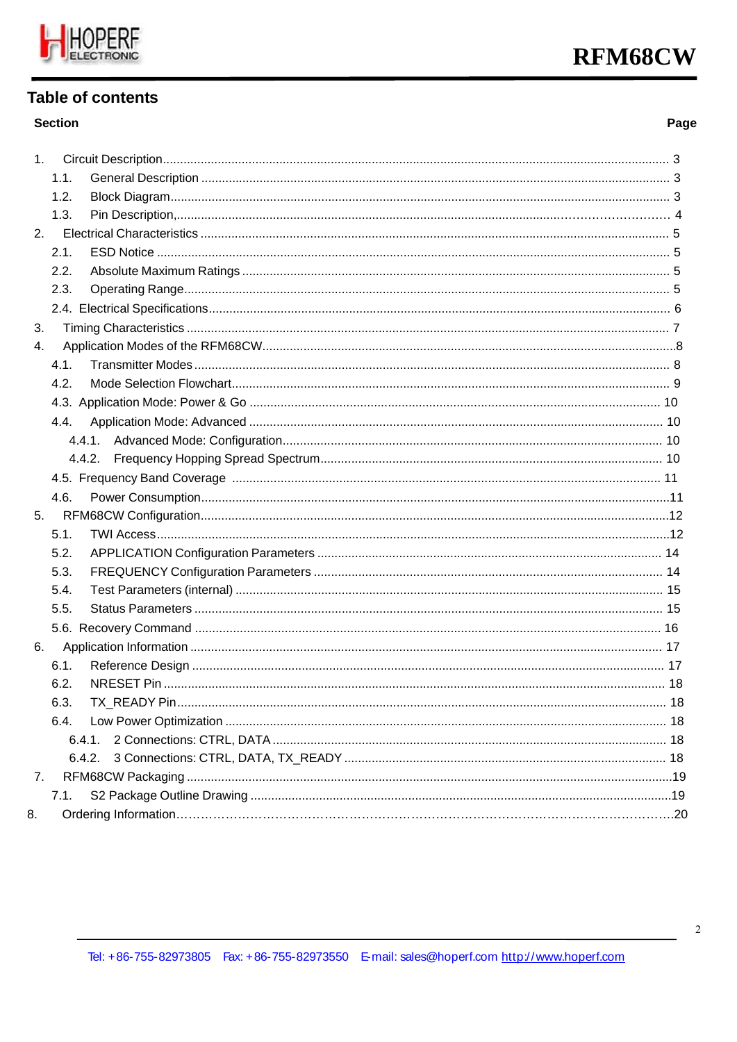# Table of contents

| Section | Page |
|---|---|
| 1. Circuit Description | 3 |
| 1.1. General Description | 3 |
| 1.2. Block Diagram | 3 |
| 1.3. Pin Description, | 4 |
| 2. Electrical Characteristics | 5 |
| 2.1. ESD Notice | 5 |
| 2.2. Absolute Maximum Ratings | 5 |
| 2.3. Operating Range | 5 |
| 2.4. Electrical Specifications | 6 |
| 3. Timing Characteristics | 7 |
| 4. Application Modes of the RFM68CW | 8 |
| 4.1. Transmitter Modes | 8 |
| 4.2. Mode Selection Flowchart | 9 |
| 4.3. Application Mode: Power & Go | 10 |
| 4.4. Application Mode: Advanced | 10 |
| 4.4.1. Advanced Mode: Configuration | 10 |
| 4.4.2. Frequency Hopping Spread Spectrum | 10 |
| 4.5. Frequency Band Coverage | 11 |
| 4.6. Power Consumption | 11 |
| 5. RFM68CW Configuration | 12 |
| 5.1. TWI Access | 12 |
| 5.2. APPLICATION Configuration Parameters | 14 |
| 5.3. FREQUENCY Configuration Parameters | 14 |
| 5.4. Test Parameters (internal) | 15 |
| 5.5. Status Parameters | 15 |
| 5.6. Recovery Command | 16 |
| 6. Application Information | 17 |
| 6.1. Reference Design | 17 |
| 6.2. NRESET Pin | 18 |
| 6.3. TX_READY Pin | 18 |
| 6.4. Low Power Optimization | 18 |
| 6.4.1. 2 Connections: CTRL, DATA | 18 |
| 6.4.2. 3 Connections: CTRL, DATA, TX_READY | 18 |
| 7. RFM68CW Packaging | 19 |
| 7.1. S2 Package Outline Drawing | 19 |
| 8. Ordering Information | 20 |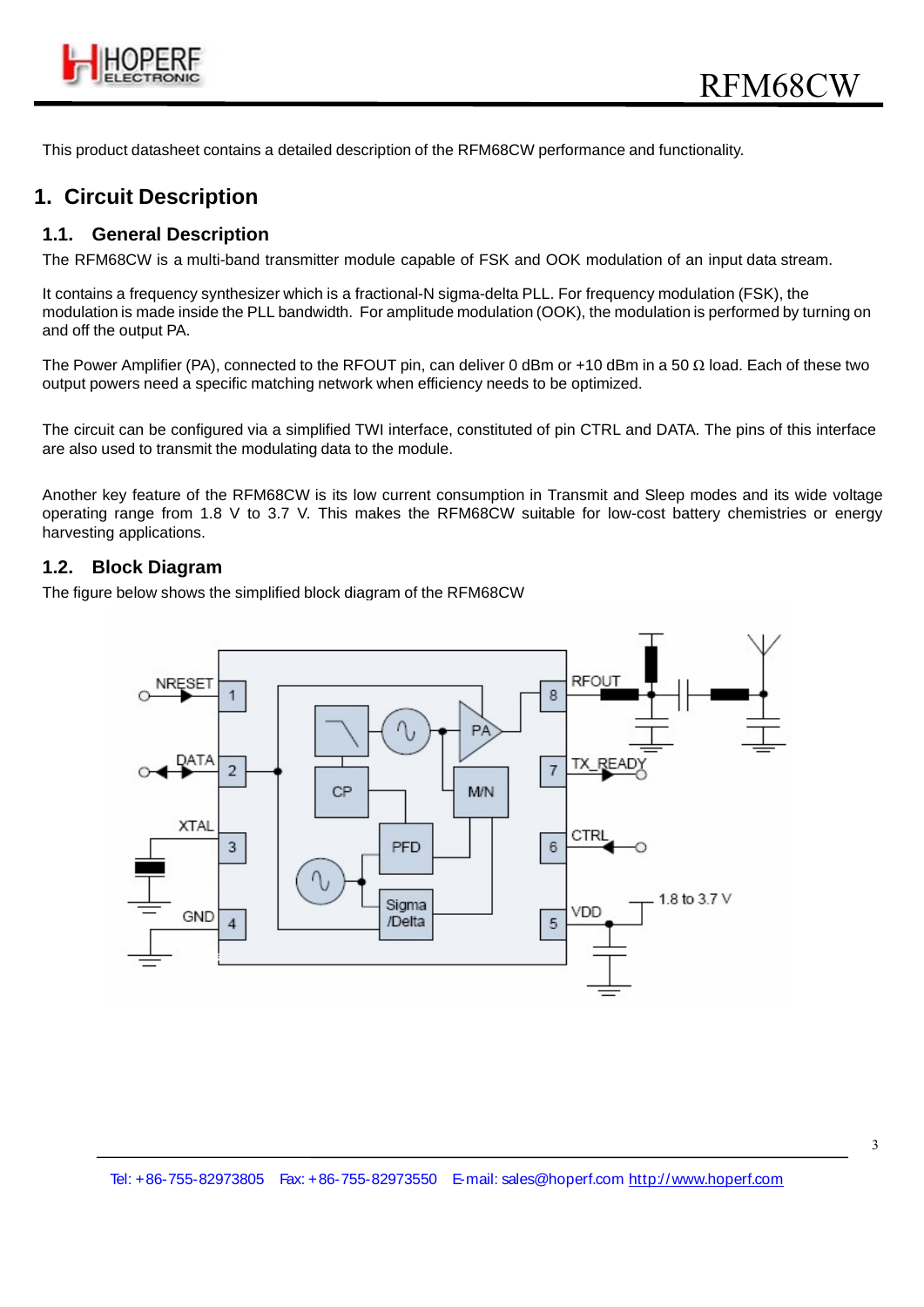This product datasheet contains a detailed description of the RFM68CW performance and functionality.

# 1. Circuit Description

## 1.1. General Description

The RFM68CW is a multi-band transmitter module capable of FSK and OOK modulation of an input data stream.

It contains a frequency synthesizer which is a fractional-N sigma-delta PLL. For frequency modulation (FSK), the modulation is made inside the PLL bandwidth. For amplitude modulation (OOK), the modulation is performed by turning on and off the output PA.

The Power Amplifier (PA), connected to the RFOUT pin, can deliver 0 dBm or +10 dBm in a 50 Ω load. Each of these two output powers need a specific matching network when efficiency needs to be optimized.

The circuit can be configured via a simplified TWI interface, constituted of pin CTRL and DATA. The pins of this interface are also used to transmit the modulating data to the module.

Another key feature of the RFM68CW is its low current consumption in Transmit and Sleep modes and its wide voltage operating range from 1.8 V to 3.7 V. This makes the RFM68CW suitable for low-cost battery chemistries or energy harvesting applications.

## 1.2. Block Diagram

The figure below shows the simplified block diagram of the RFM68CW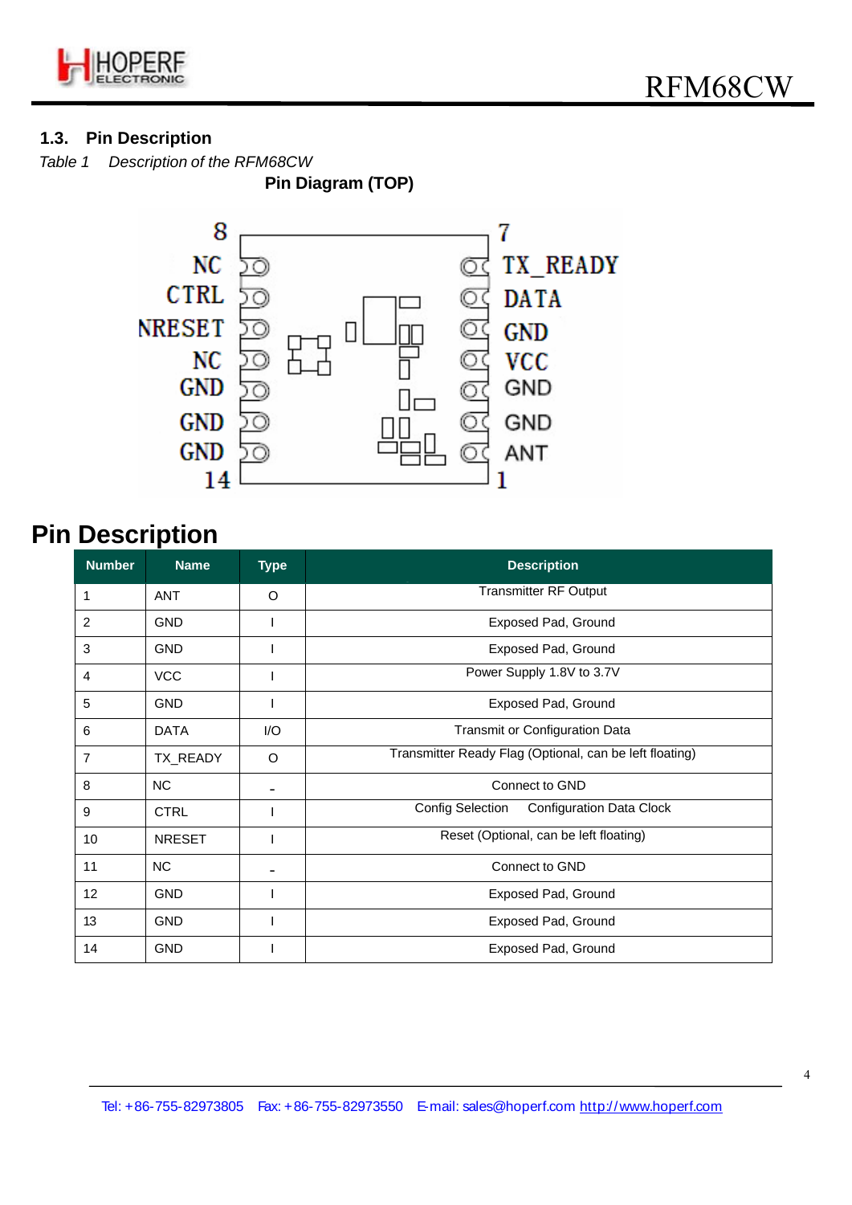## 1.3. Pin Description

*Table 1 Description of the RFM68CW*

**Pin Diagram (TOP)**

| Pin | Name | | Name | Pin |
|---|---|---|---|---|
| 8 | NC | | TX_READY | 7 |
| 9 | CTRL | | DATA | 6 |
| 10 | NRESET | | GND | 5 |
| 11 | NC | | VCC | 4 |
| 12 | GND | | GND | 3 |
| 13 | GND | | GND | 2 |
| 14 | GND | | ANT | 1 |

# Pin Description

| Number | Name | Type | Description |
|---|---|---|---|
| 1 | ANT | O | Transmitter RF Output |
| 2 | GND | I | Exposed Pad, Ground |
| 3 | GND | I | Exposed Pad, Ground |
| 4 | VCC | I | Power Supply 1.8V to 3.7V |
| 5 | GND | I | Exposed Pad, Ground |
| 6 | DATA | I/O | Transmit or Configuration Data |
| 7 | TX_READY | O | Transmitter Ready Flag (Optional, can be left floating) |
| 8 | NC | - | Connect to GND |
| 9 | CTRL | I | Config Selection Configuration Data Clock |
| 10 | NRESET | I | Reset (Optional, can be left floating) |
| 11 | NC | - | Connect to GND |
| 12 | GND | I | Exposed Pad, Ground |
| 13 | GND | I | Exposed Pad, Ground |
| 14 | GND | I | Exposed Pad, Ground |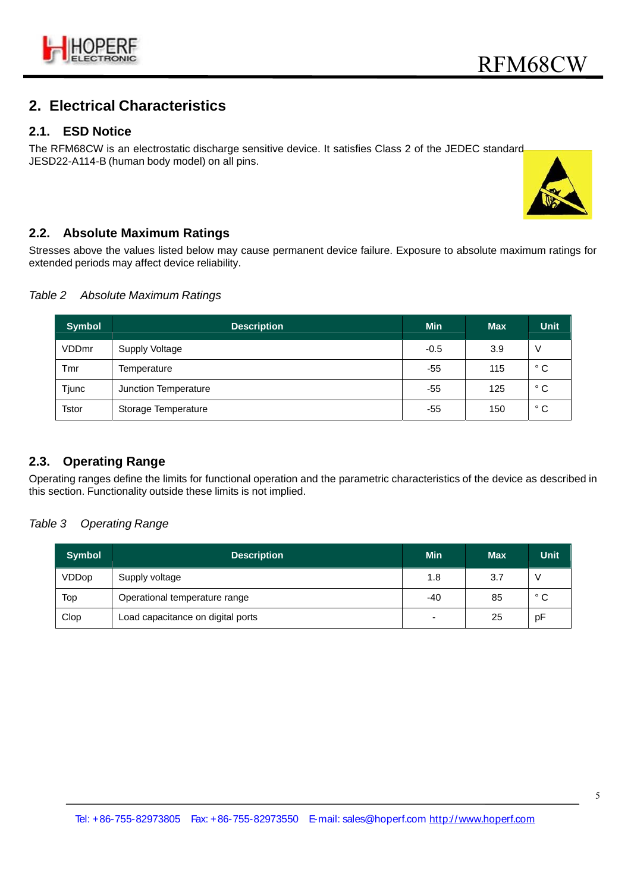## 2. Electrical Characteristics

### 2.1. ESD Notice

The RFM68CW is an electrostatic discharge sensitive device. It satisfies Class 2 of the JEDEC standard JESD22-A114-B (human body model) on all pins.

### 2.2. Absolute Maximum Ratings

Stresses above the values listed below may cause permanent device failure. Exposure to absolute maximum ratings for extended periods may affect device reliability.

*Table 2 Absolute Maximum Ratings*

| Symbol | Description | Min | Max | Unit |
|---|---|---|---|---|
| VDDmr | Supply Voltage | -0.5 | 3.9 | V |
| Tmr | Temperature | -55 | 115 | ° C |
| Tjunc | Junction Temperature | -55 | 125 | ° C |
| Tstor | Storage Temperature | -55 | 150 | ° C |

### 2.3. Operating Range

Operating ranges define the limits for functional operation and the parametric characteristics of the device as described in this section. Functionality outside these limits is not implied.

*Table 3 Operating Range*

| Symbol | Description | Min | Max | Unit |
|---|---|---|---|---|
| VDDop | Supply voltage | 1.8 | 3.7 | V |
| Top | Operational temperature range | -40 | 85 | ° C |
| Clop | Load capacitance on digital ports | - | 25 | pF |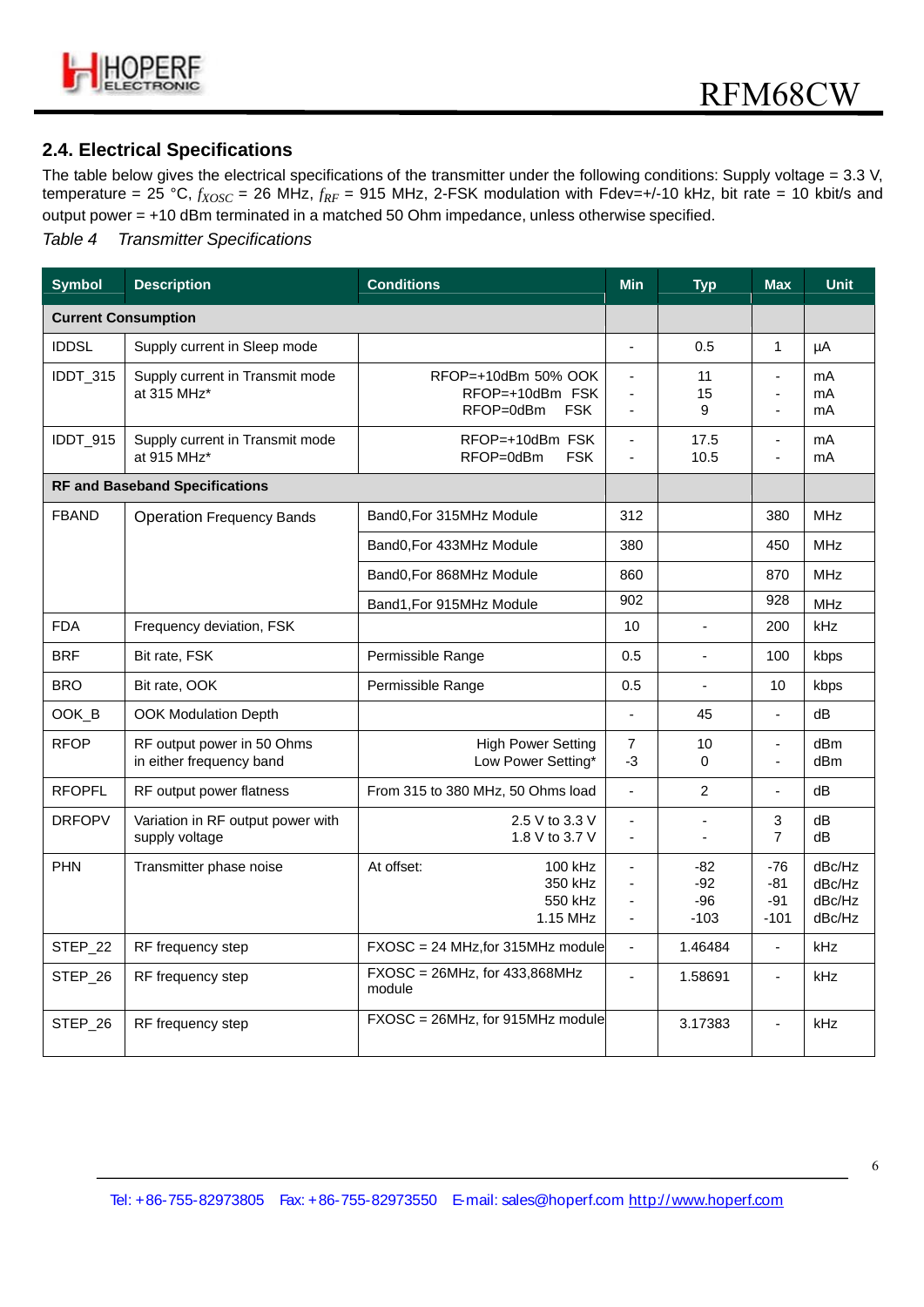## 2.4. Electrical Specifications

The table below gives the electrical specifications of the transmitter under the following conditions: Supply voltage = 3.3 V, temperature = 25 °C, $f_{XOSC}$ = 26 MHz, $f_{RF}$ = 915 MHz, 2-FSK modulation with Fdev=+/-10 kHz, bit rate = 10 kbit/s and output power = +10 dBm terminated in a matched 50 Ohm impedance, unless otherwise specified.

*Table 4 Transmitter Specifications*

| Symbol | Description | Conditions | Min | Typ | Max | Unit |
|---|---|---|---|---|---|---|
| **Current Consumption** | | | | | | |
| IDDSL | Supply current in Sleep mode | | - | 0.5 | 1 | µA |
| IDDT_315 | Supply current in Transmit mode at 315 MHz* | RFOP=+10dBm 50% OOK<br>RFOP=+10dBm FSK<br>RFOP=0dBm FSK | -<br>-<br>- | 11<br>15<br>9 | -<br>-<br>- | mA<br>mA<br>mA |
| IDDT_915 | Supply current in Transmit mode at 915 MHz* | RFOP=+10dBm FSK<br>RFOP=0dBm FSK | -<br>- | 17.5<br>10.5 | -<br>- | mA<br>mA |
| **RF and Baseband Specifications** | | | | | | |
| FBAND | Operation Frequency Bands | Band0,For 315MHz Module | 312 | | 380 | MHz |
| | | Band0,For 433MHz Module | 380 | | 450 | MHz |
| | | Band0,For 868MHz Module | 860 | | 870 | MHz |
| | | Band1,For 915MHz Module | 902 | | 928 | MHz |
| FDA | Frequency deviation, FSK | | 10 | - | 200 | kHz |
| BRF | Bit rate, FSK | Permissible Range | 0.5 | - | 100 | kbps |
| BRO | Bit rate, OOK | Permissible Range | 0.5 | - | 10 | kbps |
| OOK_B | OOK Modulation Depth | | - | 45 | - | dB |
| RFOP | RF output power in 50 Ohms in either frequency band | High Power Setting<br>Low Power Setting* | 7<br>-3 | 10<br>0 | -<br>- | dBm<br>dBm |
| RFOPFL | RF output power flatness | From 315 to 380 MHz, 50 Ohms load | - | 2 | - | dB |
| DRFOPV | Variation in RF output power with supply voltage | 2.5 V to 3.3 V<br>1.8 V to 3.7 V | -<br>- | -<br>- | 3<br>7 | dB<br>dB |
| PHN | Transmitter phase noise | At offset: 100 kHz<br>350 kHz<br>550 kHz<br>1.15 MHz | -<br>-<br>-<br>- | -82<br>-92<br>-96<br>-103 | -76<br>-81<br>-91<br>-101 | dBc/Hz<br>dBc/Hz<br>dBc/Hz<br>dBc/Hz |
| STEP_22 | RF frequency step | FXOSC = 24 MHz,for 315MHz module | - | 1.46484 | - | kHz |
| STEP_26 | RF frequency step | FXOSC = 26MHz, for 433,868MHz module | - | 1.58691 | - | kHz |
| STEP_26 | RF frequency step | FXOSC = 26MHz, for 915MHz module | | 3.17383 | - | kHz |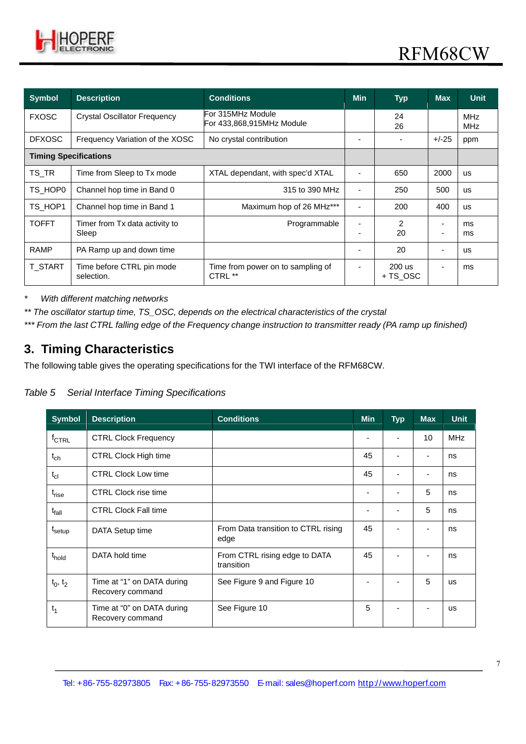| Symbol | Description | Conditions | Min | Typ | Max | Unit |
|---|---|---|---|---|---|---|
| FXOSC | Crystal Oscillator Frequency | For 315MHz Module<br>For 433,868,915MHz Module | | 24<br>26 | | MHz<br>MHz |
| DFXOSC | Frequency Variation of the XOSC | No crystal contribution | - | - | +/-25 | ppm |
| **Timing Specifications** | | | | | | |
| TS_TR | Time from Sleep to Tx mode | XTAL dependant, with spec'd XTAL | - | 650 | 2000 | us |
| TS_HOP0 | Channel hop time in Band 0 | 315 to 390 MHz | - | 250 | 500 | us |
| TS_HOP1 | Channel hop time in Band 1 | Maximum hop of 26 MHz*** | - | 200 | 400 | us |
| TOFFT | Timer from Tx data activity to Sleep | Programmable | -<br>- | 2<br>20 | -<br>- | ms<br>ms |
| RAMP | PA Ramp up and down time | | - | 20 | - | us |
| T_START | Time before CTRL pin mode selection. | Time from power on to sampling of CTRL ** | - | 200 us<br>+ TS_OSC | - | ms |

\* *With different matching networks*

*** The oscillator startup time, TS_OSC, depends on the electrical characteristics of the crystal*

**** From the last CTRL falling edge of the Frequency change instruction to transmitter ready (PA ramp up finished)*

## 3. Timing Characteristics

The following table gives the operating specifications for the TWI interface of the RFM68CW.

*Table 5 Serial Interface Timing Specifications*

| Symbol | Description | Conditions | Min | Typ | Max | Unit |
|---|---|---|---|---|---|---|
| $f_{CTRL}$ | CTRL Clock Frequency | | - | - | 10 | MHz |
| $t_{ch}$ | CTRL Clock High time | | 45 | - | - | ns |
| $t_{cl}$ | CTRL Clock Low time | | 45 | - | - | ns |
| $t_{rise}$ | CTRL Clock rise time | | - | - | 5 | ns |
| $t_{fall}$ | CTRL Clock Fall time | | - | - | 5 | ns |
| $t_{setup}$ | DATA Setup time | From Data transition to CTRL rising edge | 45 | - | - | ns |
| $t_{hold}$ | DATA hold time | From CTRL rising edge to DATA transition | 45 | - | - | ns |
| $t_0$, $t_2$ | Time at "1" on DATA during Recovery command | See Figure 9 and Figure 10 | - | - | 5 | us |
| $t_1$ | Time at "0" on DATA during Recovery command | See Figure 10 | 5 | - | - | us |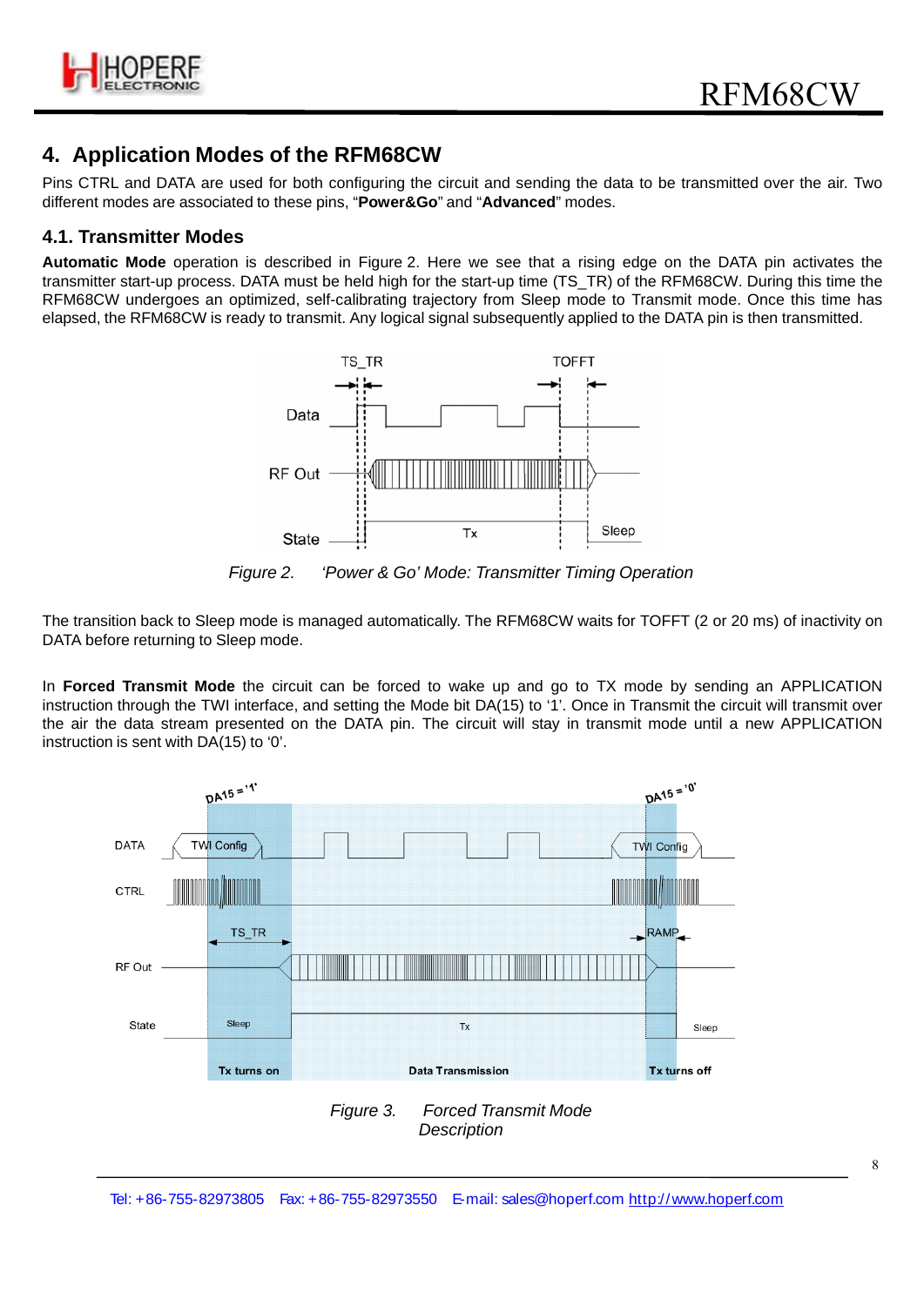## 4. Application Modes of the RFM68CW

Pins CTRL and DATA are used for both configuring the circuit and sending the data to be transmitted over the air. Two different modes are associated to these pins, "**Power&Go**" and "**Advanced**" modes.

### 4.1. Transmitter Modes

**Automatic Mode** operation is described in Figure 2. Here we see that a rising edge on the DATA pin activates the transmitter start-up process. DATA must be held high for the start-up time (TS_TR) of the RFM68CW. During this time the RFM68CW undergoes an optimized, self-calibrating trajectory from Sleep mode to Transmit mode. Once this time has elapsed, the RFM68CW is ready to transmit. Any logical signal subsequently applied to the DATA pin is then transmitted.

*Figure 2. 'Power & Go' Mode: Transmitter Timing Operation*

The transition back to Sleep mode is managed automatically. The RFM68CW waits for TOFFT (2 or 20 ms) of inactivity on DATA before returning to Sleep mode.

In **Forced Transmit Mode** the circuit can be forced to wake up and go to TX mode by sending an APPLICATION instruction through the TWI interface, and setting the Mode bit DA(15) to '1'. Once in Transmit the circuit will transmit over the air the data stream presented on the DATA pin. The circuit will stay in transmit mode until a new APPLICATION instruction is sent with DA(15) to '0'.

*Figure 3. Forced Transmit Mode Description*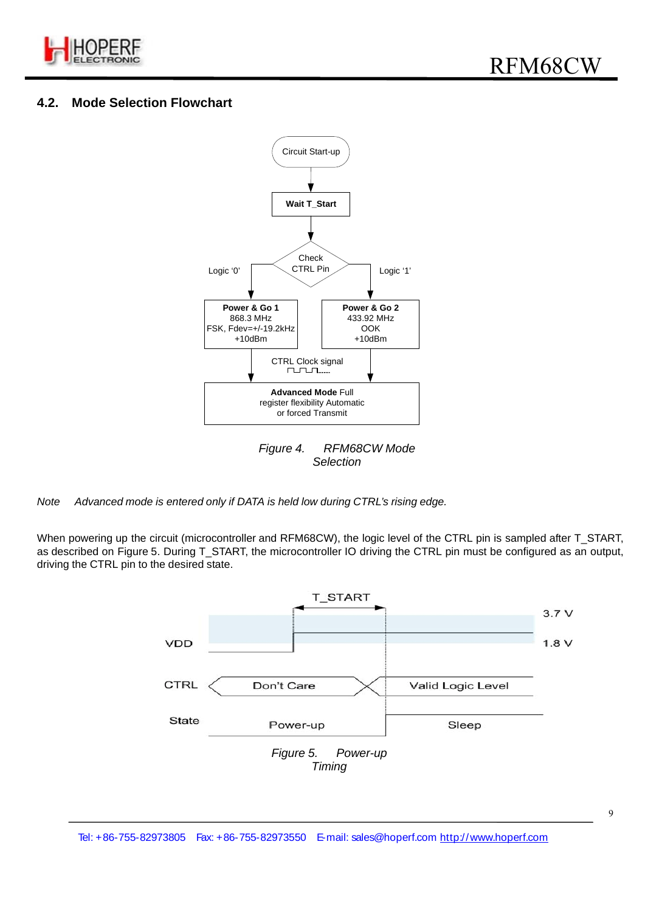## 4.2. Mode Selection Flowchart

Figure 4. RFM68CW Mode Selection

*Note* *Advanced mode is entered only if DATA is held low during CTRL's rising edge.*

When powering up the circuit (microcontroller and RFM68CW), the logic level of the CTRL pin is sampled after T_START, as described on Figure 5. During T_START, the microcontroller IO driving the CTRL pin must be configured as an output, driving the CTRL pin to the desired state.

Figure 5. Power-up Timing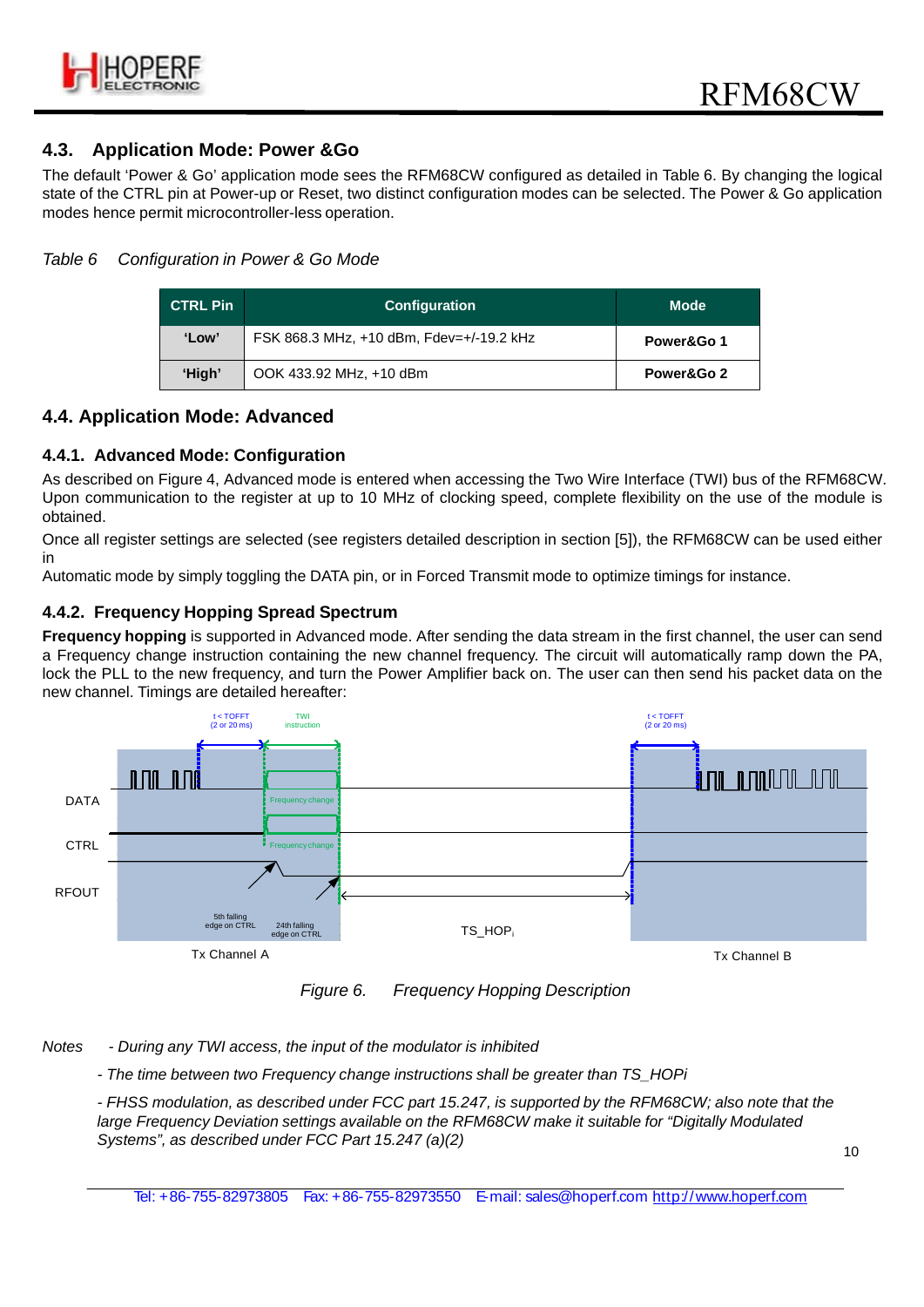## 4.3. Application Mode: Power &Go

The default 'Power & Go' application mode sees the RFM68CW configured as detailed in Table 6. By changing the logical state of the CTRL pin at Power-up or Reset, two distinct configuration modes can be selected. The Power & Go application modes hence permit microcontroller-less operation.

*Table 6 Configuration in Power & Go Mode*

| CTRL Pin | Configuration | Mode |
|---|---|---|
| 'Low' | FSK 868.3 MHz, +10 dBm, Fdev=+/-19.2 kHz | Power&Go 1 |
| 'High' | OOK 433.92 MHz, +10 dBm | Power&Go 2 |

## 4.4. Application Mode: Advanced

### 4.4.1. Advanced Mode: Configuration

As described on Figure 4, Advanced mode is entered when accessing the Two Wire Interface (TWI) bus of the RFM68CW. Upon communication to the register at up to 10 MHz of clocking speed, complete flexibility on the use of the module is obtained.

Once all register settings are selected (see registers detailed description in section [5]), the RFM68CW can be used either in

Automatic mode by simply toggling the DATA pin, or in Forced Transmit mode to optimize timings for instance.

### 4.4.2. Frequency Hopping Spread Spectrum

**Frequency hopping** is supported in Advanced mode. After sending the data stream in the first channel, the user can send a Frequency change instruction containing the new channel frequency. The circuit will automatically ramp down the PA, lock the PLL to the new frequency, and turn the Power Amplifier back on. The user can then send his packet data on the new channel. Timings are detailed hereafter:

*Figure 6. Frequency Hopping Description*

*Notes - During any TWI access, the input of the modulator is inhibited*

*- The time between two Frequency change instructions shall be greater than TS_HOPi*

*- FHSS modulation, as described under FCC part 15.247, is supported by the RFM68CW; also note that the large Frequency Deviation settings available on the RFM68CW make it suitable for "Digitally Modulated Systems", as described under FCC Part 15.247 (a)(2)*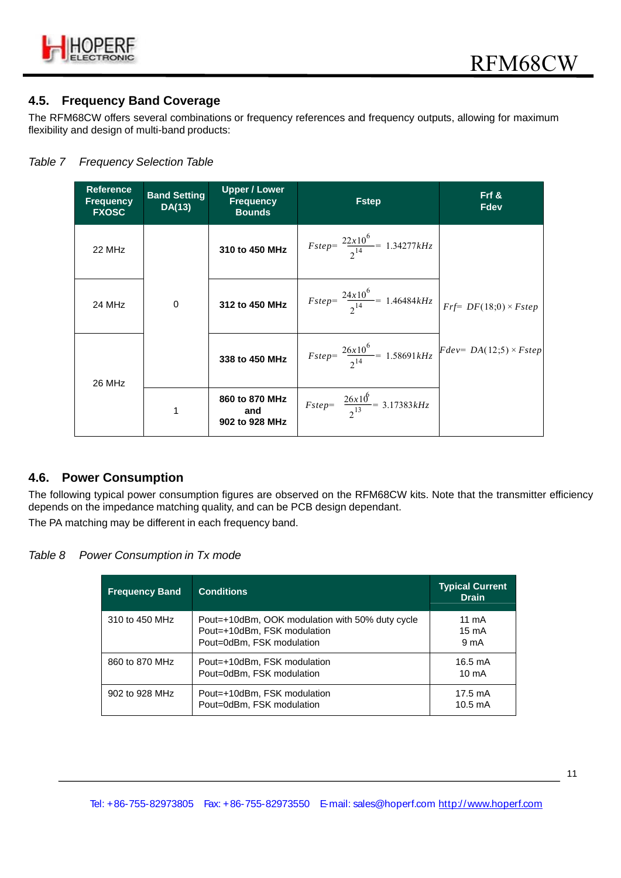## 4.5. Frequency Band Coverage

The RFM68CW offers several combinations or frequency references and frequency outputs, allowing for maximum flexibility and design of multi-band products:

*Table 7 Frequency Selection Table*

| Reference Frequency FXOSC | Band Setting DA(13) | Upper / Lower Frequency Bounds | Fstep | Frf & Fdev |
|---|---|---|---|---|
| 22 MHz | 0 | **310 to 450 MHz** | $Fstep = \frac{22x10^6}{2^{14}} = 1.34277kHz$ | $Frf = DF(18;0) \times Fstep$ <br> $Fdev = DA(12;5) \times Fstep$ |
| 24 MHz | 0 | **312 to 450 MHz** | $Fstep = \frac{24x10^6}{2^{14}} = 1.46484kHz$ | |
| 26 MHz | 0 | **338 to 450 MHz** | $Fstep = \frac{26x10^6}{2^{14}} = 1.58691kHz$ | |
| 26 MHz | 1 | **860 to 870 MHz and 902 to 928 MHz** | $Fstep = \frac{26x10^6}{2^{13}} = 3.17383kHz$ | |

## 4.6. Power Consumption

The following typical power consumption figures are observed on the RFM68CW kits. Note that the transmitter efficiency depends on the impedance matching quality, and can be PCB design dependant.

The PA matching may be different in each frequency band.

*Table 8 Power Consumption in Tx mode*

| Frequency Band | Conditions | Typical Current Drain |
|---|---|---|
| 310 to 450 MHz | Pout=+10dBm, OOK modulation with 50% duty cycle<br>Pout=+10dBm, FSK modulation<br>Pout=0dBm, FSK modulation | 11 mA<br>15 mA<br>9 mA |
| 860 to 870 MHz | Pout=+10dBm, FSK modulation<br>Pout=0dBm, FSK modulation | 16.5 mA<br>10 mA |
| 902 to 928 MHz | Pout=+10dBm, FSK modulation<br>Pout=0dBm, FSK modulation | 17.5 mA<br>10.5 mA |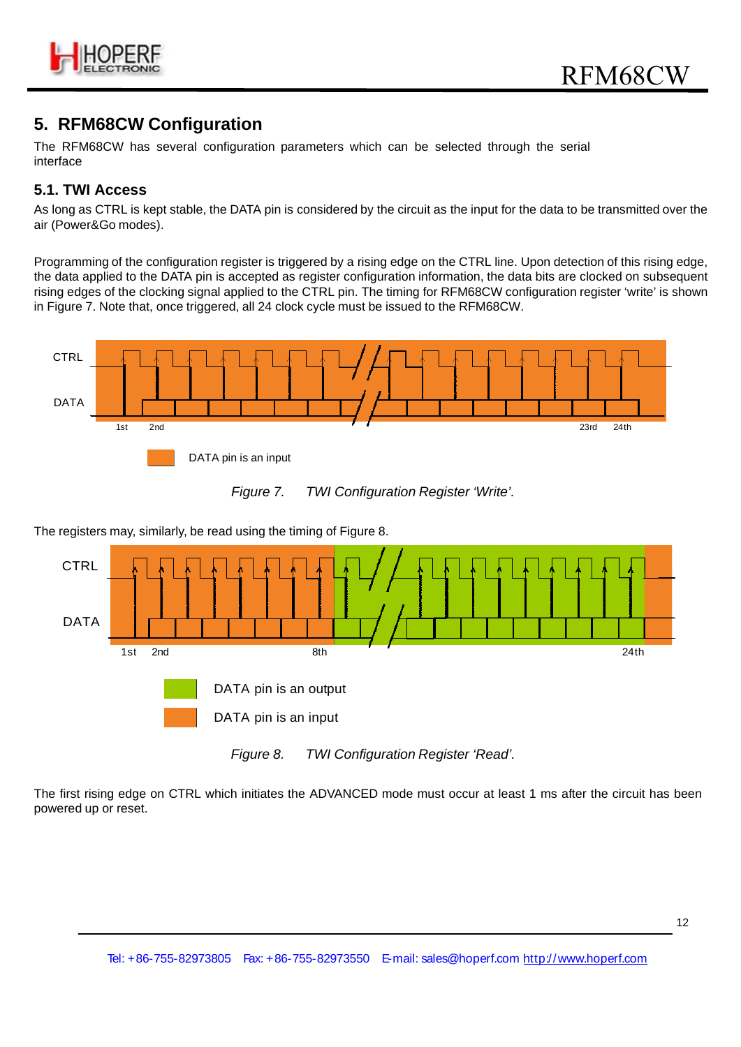## 5. RFM68CW Configuration

The RFM68CW has several configuration parameters which can be selected through the serial interface

### 5.1. TWI Access

As long as CTRL is kept stable, the DATA pin is considered by the circuit as the input for the data to be transmitted over the air (Power&Go modes).

Programming of the configuration register is triggered by a rising edge on the CTRL line. Upon detection of this rising edge, the data applied to the DATA pin is accepted as register configuration information, the data bits are clocked on subsequent rising edges of the clocking signal applied to the CTRL pin. The timing for RFM68CW configuration register 'write' is shown in Figure 7. Note that, once triggered, all 24 clock cycle must be issued to the RFM68CW.

CTRL

DATA

1st 2nd 23rd 24th

DATA pin is an input

*Figure 7. TWI Configuration Register 'Write'.*

The registers may, similarly, be read using the timing of Figure 8.

CTRL

DATA

1st 2nd 8th 24th

DATA pin is an output

DATA pin is an input

*Figure 8. TWI Configuration Register 'Read'.*

The first rising edge on CTRL which initiates the ADVANCED mode must occur at least 1 ms after the circuit has been powered up or reset.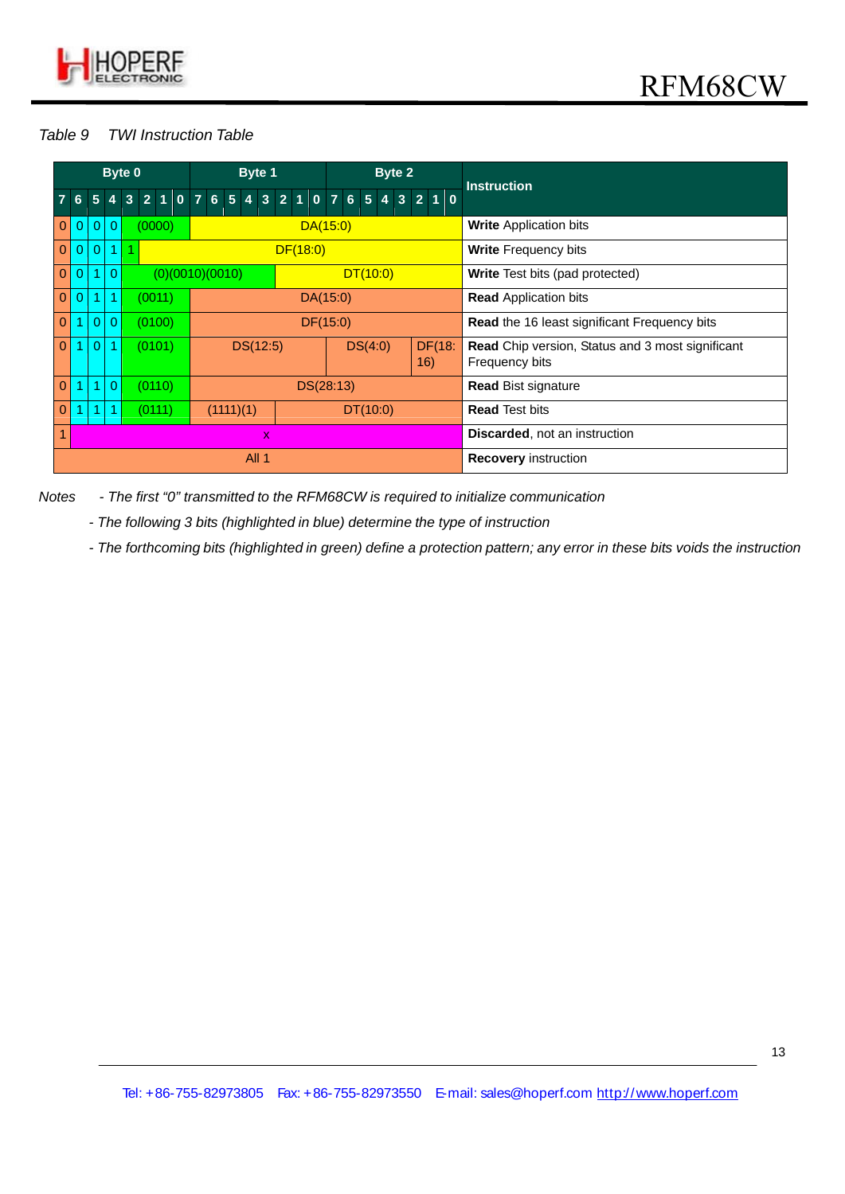*Table 9  TWI Instruction Table*

| Byte 0 | | | | | | | | Byte 1 | | | | | | | | Byte 2 | | | | | | | | Instruction |
|---|---|---|---|---|---|---|---|---|---|---|---|---|---|---|---|---|---|---|---|---|---|---|---|---|
| 7 | 6 | 5 | 4 | 3 | 2 | 1 | 0 | 7 | 6 | 5 | 4 | 3 | 2 | 1 | 0 | 7 | 6 | 5 | 4 | 3 | 2 | 1 | 0 | |
| 0 | 0 | 0 | 0 | (0000) | | | | DA(15:0) | | | | | | | | | | | | | | | | **Write** Application bits |
| 0 | 0 | 0 | 1 | 1 | DF(18:0) | | | | | | | | | | | | | | | | | | | **Write** Frequency bits |
| 0 | 0 | 1 | 0 | (0)(0010)(0010) | | | | | | | | | DT(10:0) | | | | | | | | | | | **Write** Test bits (pad protected) |
| 0 | 0 | 1 | 1 | (0011) | | | | DA(15:0) | | | | | | | | | | | | | | | | **Read** Application bits |
| 0 | 1 | 0 | 0 | (0100) | | | | DF(15:0) | | | | | | | | | | | | | | | | **Read** the 16 least significant Frequency bits |
| 0 | 1 | 0 | 1 | (0101) | | | | DS(12:5) | | | | | | | | DS(4:0) | | | | | DF(18:16) | | | **Read** Chip version, Status and 3 most significant Frequency bits |
| 0 | 1 | 1 | 0 | (0110) | | | | DS(28:13) | | | | | | | | | | | | | | | | **Read** Bist signature |
| 0 | 1 | 1 | 1 | (0111) | | | | (1111)(1) | | | | | DT(10:0) | | | | | | | | | | | **Read** Test bits |
| 1 | x | | | | | | | | | | | | | | | | | | | | | | | **Discarded**, not an instruction |
| All 1 | | | | | | | | | | | | | | | | | | | | | | | | **Recovery** instruction |

*Notes - The first “0” transmitted to the RFM68CW is required to initialize communication*

*- The following 3 bits (highlighted in blue) determine the type of instruction*

*- The forthcoming bits (highlighted in green) define a protection pattern; any error in these bits voids the instruction*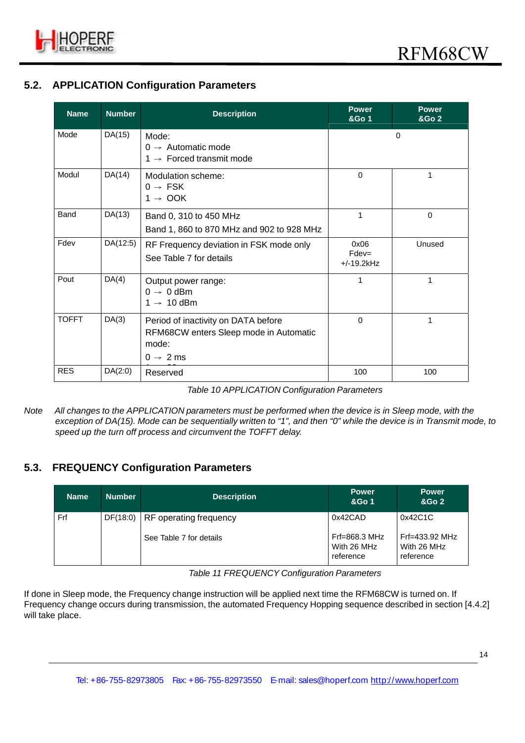## 5.2. APPLICATION Configuration Parameters

| Name | Number | Description | Power &Go 1 | Power &Go 2 |
|---|---|---|---|---|
| Mode | DA(15) | Mode:<br>0 → Automatic mode<br>1 → Forced transmit mode | 0 | |
| Modul | DA(14) | Modulation scheme:<br>0 → FSK<br>1 → OOK | 0 | 1 |
| Band | DA(13) | Band 0, 310 to 450 MHz<br>Band 1, 860 to 870 MHz and 902 to 928 MHz | 1 | 0 |
| Fdev | DA(12:5) | RF Frequency deviation in FSK mode only<br>See Table 7 for details | 0x06<br>Fdev=<br>+/-19.2kHz | Unused |
| Pout | DA(4) | Output power range:<br>0 → 0 dBm<br>1 → 10 dBm | 1 | 1 |
| TOFFT | DA(3) | Period of inactivity on DATA before RFM68CW enters Sleep mode in Automatic mode:<br>0 → 2 ms | 0 | 1 |
| RES | DA(2:0) | Reserved | 100 | 100 |

*Table 10 APPLICATION Configuration Parameters*

*Note* *All changes to the APPLICATION parameters must be performed when the device is in Sleep mode, with the exception of DA(15). Mode can be sequentially written to "1", and then "0" while the device is in Transmit mode, to speed up the turn off process and circumvent the TOFFT delay.*

## 5.3. FREQUENCY Configuration Parameters

| Name | Number | Description | Power &Go 1 | Power &Go 2 |
|---|---|---|---|---|
| Frf | DF(18:0) | RF operating frequency<br>See Table 7 for details | 0x42CAD<br>Frf=868.3 MHz With 26 MHz reference | 0x42C1C<br>Frf=433.92 MHz With 26 MHz reference |

*Table 11 FREQUENCY Configuration Parameters*

If done in Sleep mode, the Frequency change instruction will be applied next time the RFM68CW is turned on. If Frequency change occurs during transmission, the automated Frequency Hopping sequence described in section [4.4.2] will take place.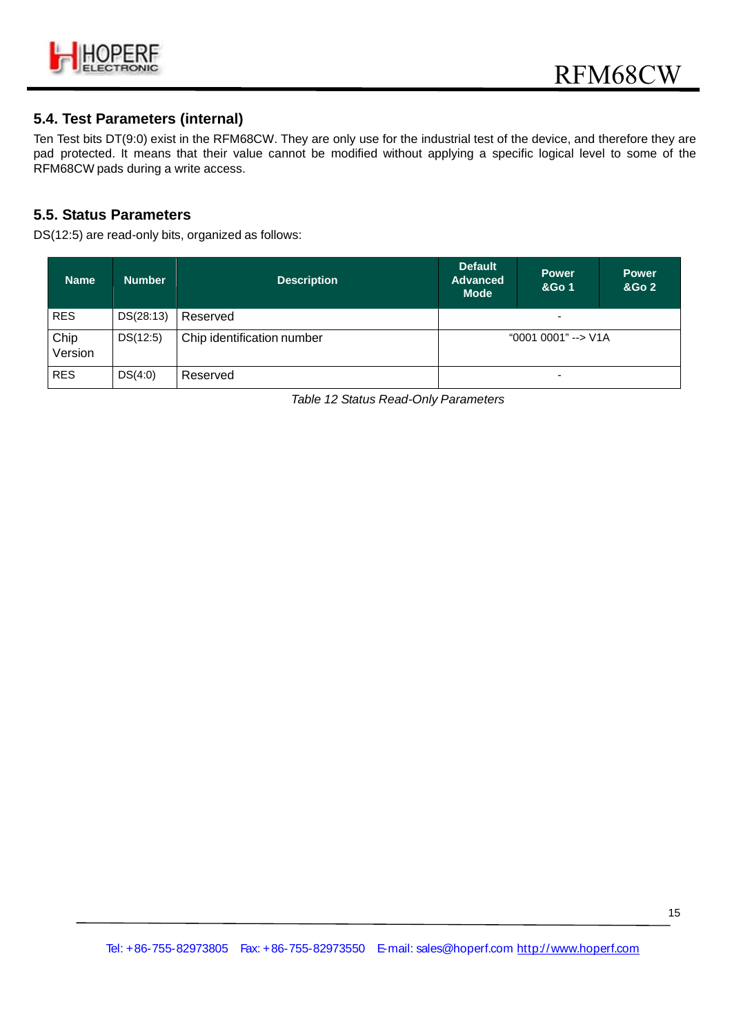## 5.4. Test Parameters (internal)

Ten Test bits DT(9:0) exist in the RFM68CW. They are only use for the industrial test of the device, and therefore they are pad protected. It means that their value cannot be modified without applying a specific logical level to some of the RFM68CW pads during a write access.

## 5.5. Status Parameters

DS(12:5) are read-only bits, organized as follows:

| Name | Number | Description | Default Advanced Mode | Power &Go 1 | Power &Go 2 |
|---|---|---|---|---|---|
| RES | DS(28:13) | Reserved | - | | |
| Chip Version | DS(12:5) | Chip identification number | "0001 0001" --> V1A | | |
| RES | DS(4:0) | Reserved | - | | |

*Table 12 Status Read-Only Parameters*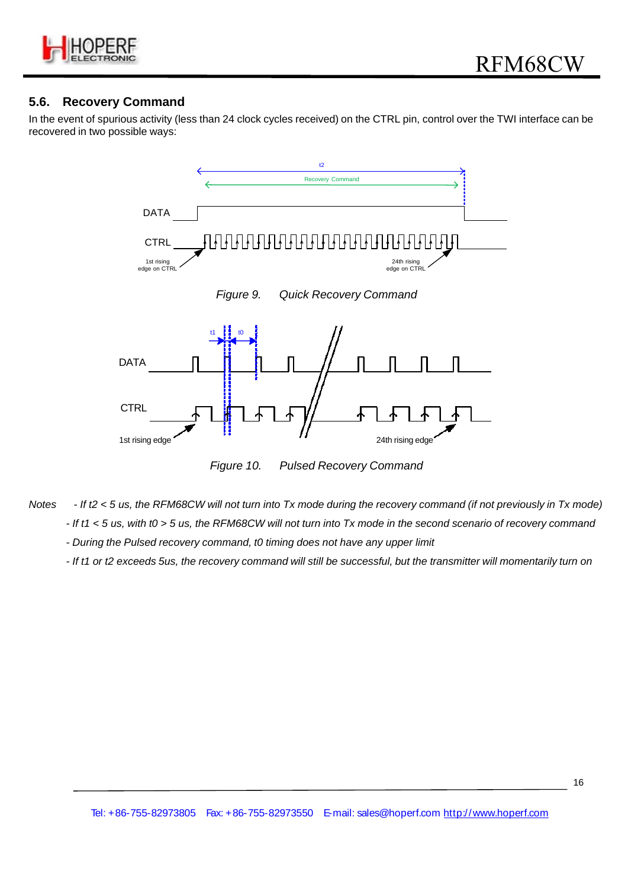## 5.6. Recovery Command

In the event of spurious activity (less than 24 clock cycles received) on the CTRL pin, control over the TWI interface can be recovered in two possible ways:

*Figure 9. Quick Recovery Command*

*Figure 10. Pulsed Recovery Command*

*Notes* - *If t2 < 5 us, the RFM68CW will not turn into Tx mode during the recovery command (if not previously in Tx mode)*

- *If t1 < 5 us, with t0 > 5 us, the RFM68CW will not turn into Tx mode in the second scenario of recovery command*
- *During the Pulsed recovery command, t0 timing does not have any upper limit*
- *If t1 or t2 exceeds 5us, the recovery command will still be successful, but the transmitter will momentarily turn on*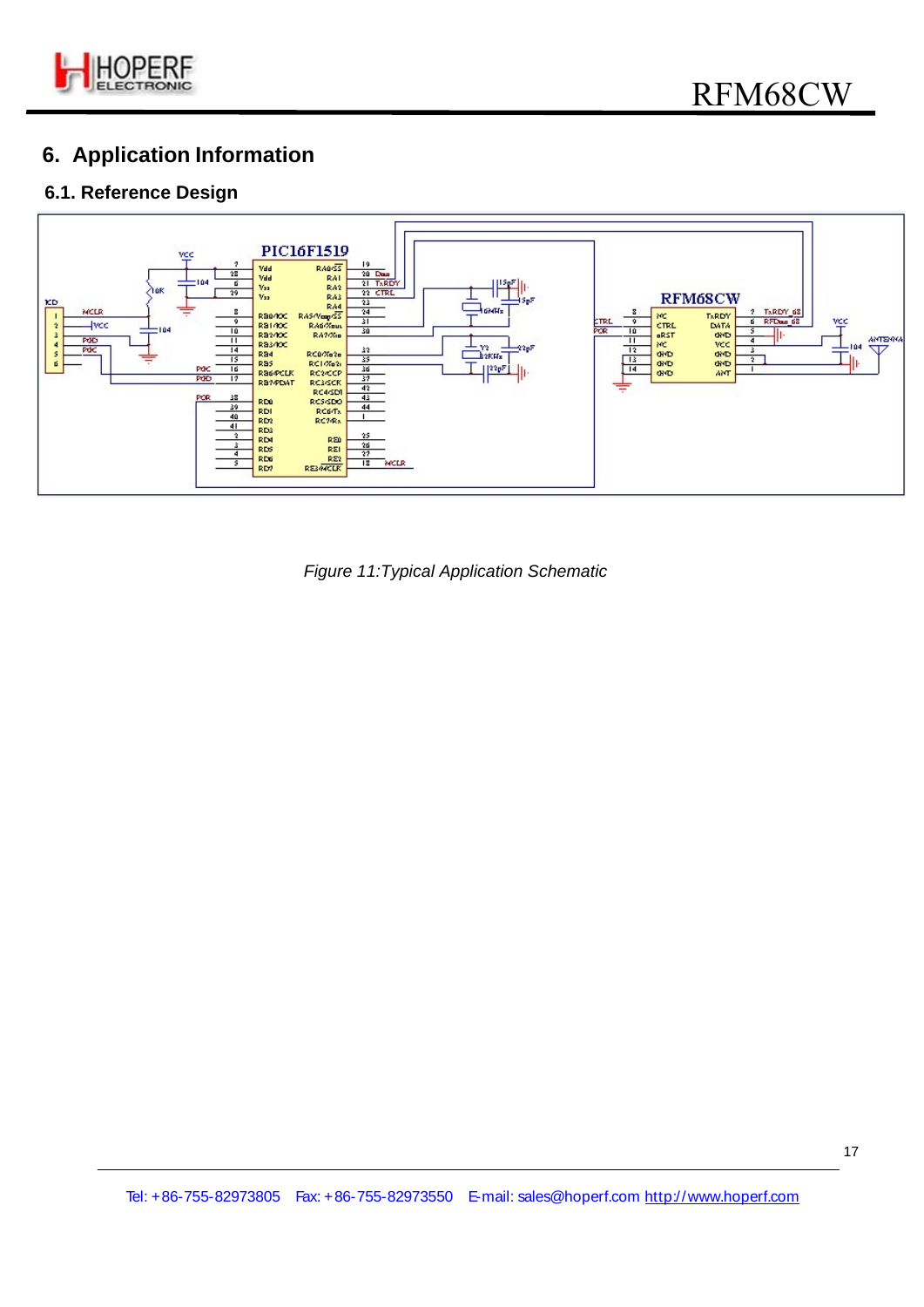# 6. Application Information

## 6.1. Reference Design

*Figure 11:Typical Application Schematic*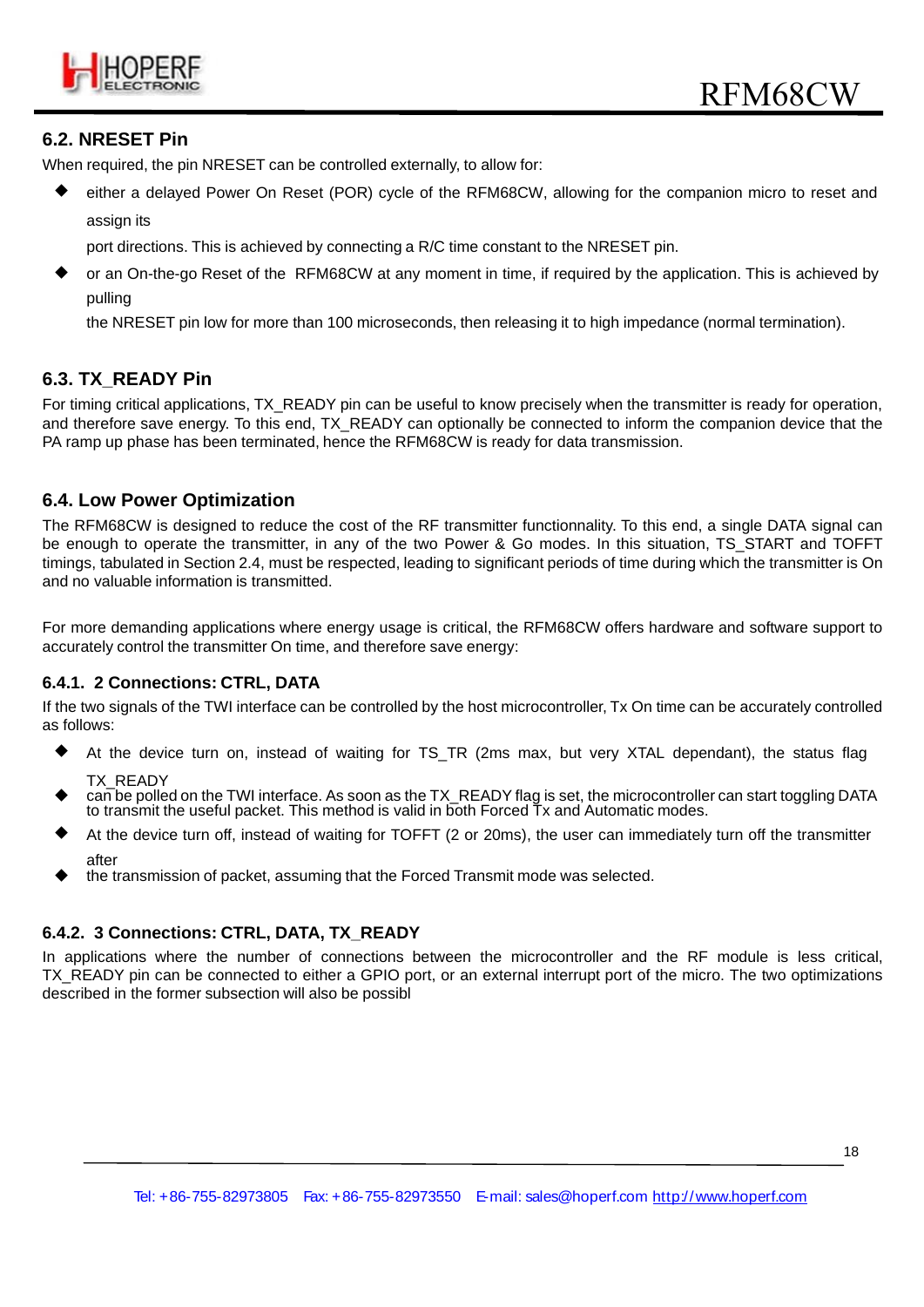## 6.2. NRESET Pin

When required, the pin NRESET can be controlled externally, to allow for:

- either a delayed Power On Reset (POR) cycle of the RFM68CW, allowing for the companion micro to reset and assign its
  port directions. This is achieved by connecting a R/C time constant to the NRESET pin.
- or an On-the-go Reset of the RFM68CW at any moment in time, if required by the application. This is achieved by pulling
  the NRESET pin low for more than 100 microseconds, then releasing it to high impedance (normal termination).

## 6.3. TX_READY Pin

For timing critical applications, TX_READY pin can be useful to know precisely when the transmitter is ready for operation, and therefore save energy. To this end, TX_READY can optionally be connected to inform the companion device that the PA ramp up phase has been terminated, hence the RFM68CW is ready for data transmission.

## 6.4. Low Power Optimization

The RFM68CW is designed to reduce the cost of the RF transmitter functionnality. To this end, a single DATA signal can be enough to operate the transmitter, in any of the two Power & Go modes. In this situation, TS_START and TOFFT timings, tabulated in Section 2.4, must be respected, leading to significant periods of time during which the transmitter is On and no valuable information is transmitted.

For more demanding applications where energy usage is critical, the RFM68CW offers hardware and software support to accurately control the transmitter On time, and therefore save energy:

### 6.4.1. 2 Connections: CTRL, DATA

If the two signals of the TWI interface can be controlled by the host microcontroller, Tx On time can be accurately controlled as follows:

- At the device turn on, instead of waiting for TS_TR (2ms max, but very XTAL dependant), the status flag TX_READY
- can be polled on the TWI interface. As soon as the TX_READY flag is set, the microcontroller can start toggling DATA to transmit the useful packet. This method is valid in both Forced Tx and Automatic modes.
- At the device turn off, instead of waiting for TOFFT (2 or 20ms), the user can immediately turn off the transmitter after
- the transmission of packet, assuming that the Forced Transmit mode was selected.

### 6.4.2. 3 Connections: CTRL, DATA, TX_READY

In applications where the number of connections between the microcontroller and the RF module is less critical, TX_READY pin can be connected to either a GPIO port, or an external interrupt port of the micro. The two optimizations described in the former subsection will also be possibl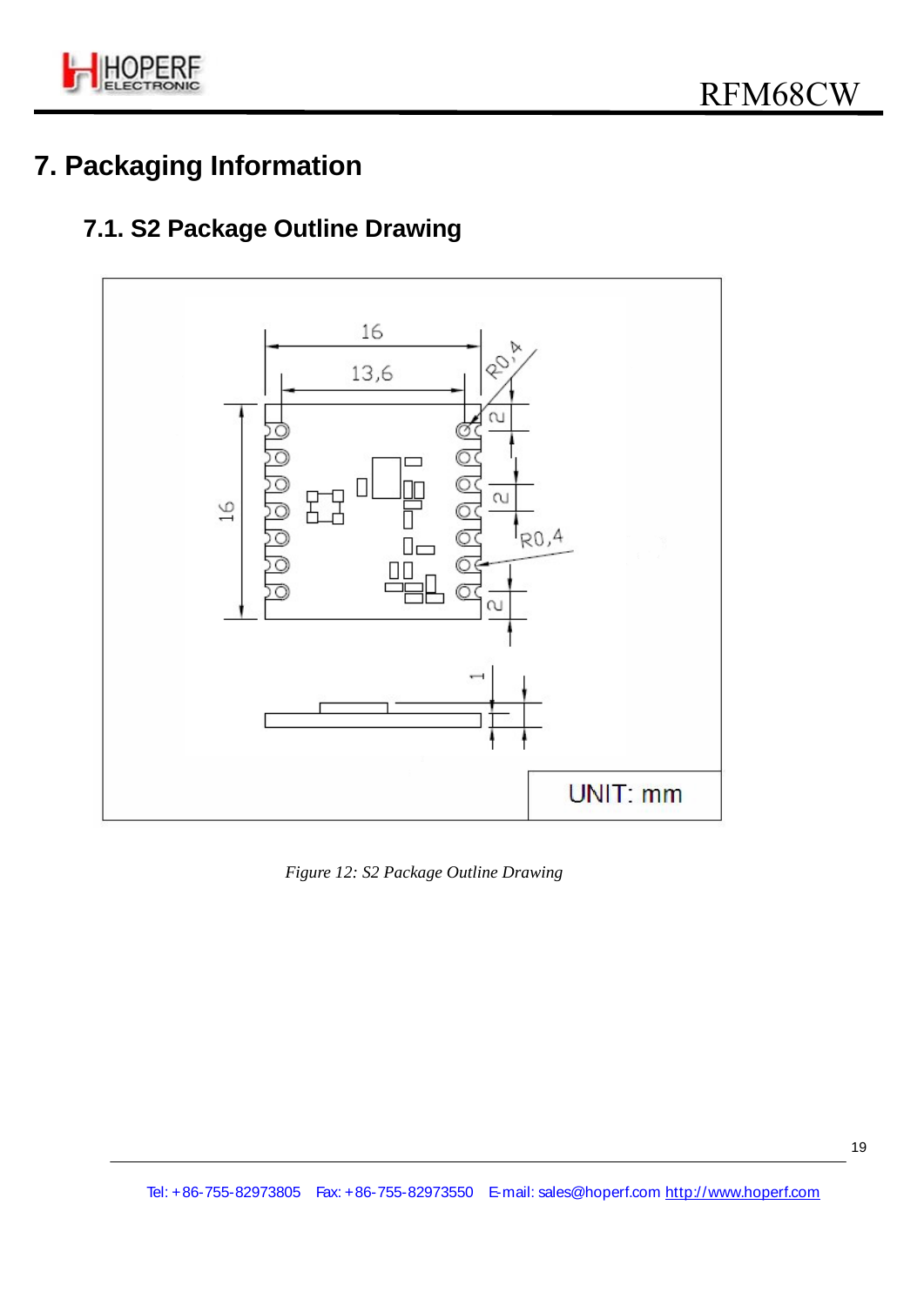# 7. Packaging Information

## 7.1. S2 Package Outline Drawing

*Figure 12: S2 Package Outline Drawing*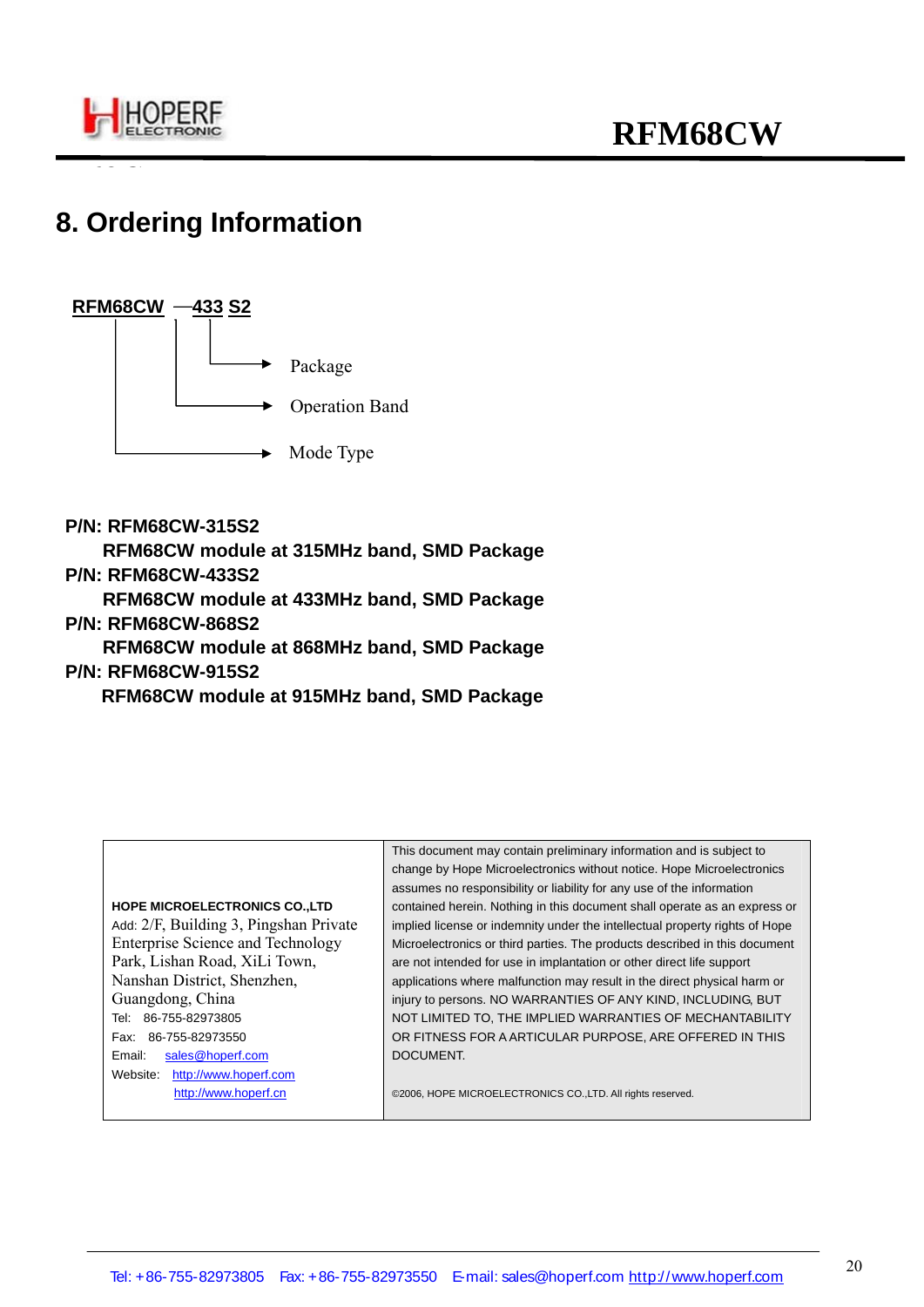# 8. Ordering Information

**RFM68CW —433 S2**

433 → Package: S2
433 → Operation Band: 433
RFM68CW → Mode Type: RFM68CW

**P/N: RFM68CW-315S2**

**RFM68CW module at 315MHz band, SMD Package**

**P/N: RFM68CW-433S2**

**RFM68CW module at 433MHz band, SMD Package**

**P/N: RFM68CW-868S2**

**RFM68CW module at 868MHz band, SMD Package**

**P/N: RFM68CW-915S2**

**RFM68CW module at 915MHz band, SMD Package**

| | |
|---|---|
| **HOPE MICROELECTRONICS CO.,LTD**<br>Add: 2/F, Building 3, Pingshan Private Enterprise Science and Technology Park, Lishan Road, XiLi Town, Nanshan District, Shenzhen, Guangdong, China<br>Tel: 86-755-82973805<br>Fax: 86-755-82973550<br>Email: sales@hoperf.com<br>Website: http://www.hoperf.com<br>http://www.hoperf.cn | This document may contain preliminary information and is subject to change by Hope Microelectronics without notice. Hope Microelectronics assumes no responsibility or liability for any use of the information contained herein. Nothing in this document shall operate as an express or implied license or indemnity under the intellectual property rights of Hope Microelectronics or third parties. The products described in this document are not intended for use in implantation or other direct life support applications where malfunction may result in the direct physical harm or injury to persons. NO WARRANTIES OF ANY KIND, INCLUDING, BUT NOT LIMITED TO, THE IMPLIED WARRANTIES OF MECHANTABILITY OR FITNESS FOR A ARTICULAR PURPOSE, ARE OFFERED IN THIS DOCUMENT.<br><br>©2006, HOPE MICROELECTRONICS CO.,LTD. All rights reserved. |